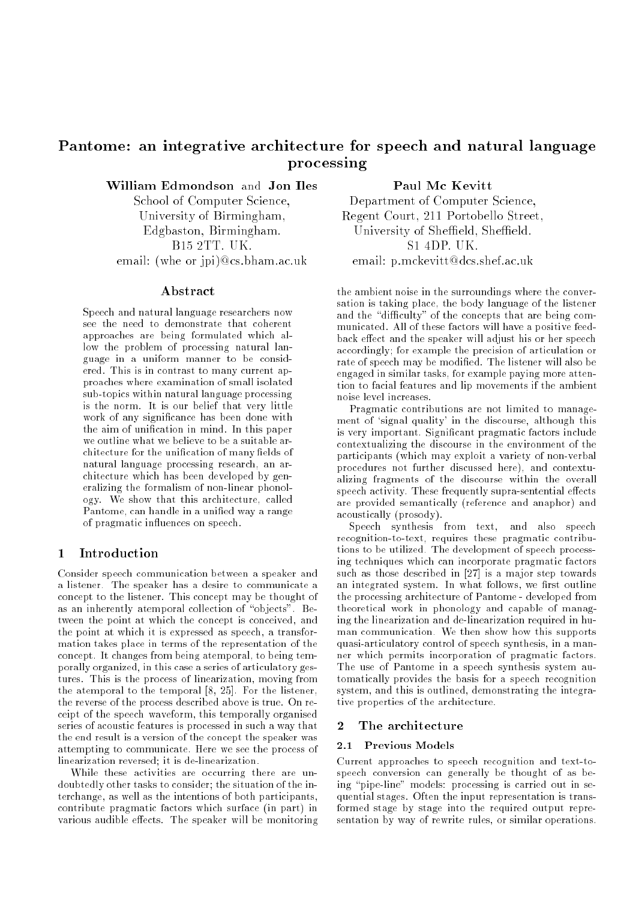# Pantome: an integrative architecture for speech and natural language processing

**William Edmondson** and **Jon Iles**
School of Computer Science,
University of Birmingham,
Edgbaston, Birmingham.
B15 2TT. UK.
email: (whe or jpi)@cs.bham.ac.uk

**Paul Mc Kevitt**
Department of Computer Science,
Regent Court, 211 Portobello Street,
University of Sheffield, Sheffield.
S1 4DP. UK.
email: p.mckevitt@dcs.shef.ac.uk

## Abstract

Speech and natural language researchers now see the need to demonstrate that coherent approaches are being formulated which allow the problem of processing natural language in a uniform manner to be considered. This is in contrast to many current approaches where examination of small isolated sub-topics within natural language processing is the norm. It is our belief that very little work of any significance has been done with the aim of unification in mind. In this paper we outline what we believe to be a suitable architecture for the unification of many fields of natural language processing research, an architecture which has been developed by generalizing the formalism of non-linear phonology. We show that this architecture, called Pantome, can handle in a unified way a range of pragmatic influences on speech.

## 1 Introduction

Consider speech communication between a speaker and a listener. The speaker has a desire to communicate a concept to the listener. This concept may be thought of as an inherently atemporal collection of "objects". Between the point at which the concept is conceived, and the point at which it is expressed as speech, a transformation takes place in terms of the representation of the concept. It changes from being atemporal, to being temporally organized, in this case a series of articulatory gestures. This is the process of linearization, moving from the atemporal to the temporal [8, 25]. For the listener, the reverse of the process described above is true. On receipt of the speech waveform, this temporally organised series of acoustic features is processed in such a way that the end result is a version of the concept the speaker was attempting to communicate. Here we see the process of linearization reversed; it is de-linearization.

While these activities are occurring there are undoubtedly other tasks to consider; the situation of the interchange, as well as the intentions of both participants, contribute pragmatic factors which surface (in part) in various audible effects. The speaker will be monitoring the ambient noise in the surroundings where the conversation is taking place, the body language of the listener and the "difficulty" of the concepts that are being communicated. All of these factors will have a positive feedback effect and the speaker will adjust his or her speech accordingly; for example the precision of articulation or rate of speech may be modified. The listener will also be engaged in similar tasks, for example paying more attention to facial features and lip movements if the ambient noise level increases.

Pragmatic contributions are not limited to management of 'signal quality' in the discourse, although this is very important. Significant pragmatic factors include contextualizing the discourse in the environment of the participants (which may exploit a variety of non-verbal procedures not further discussed here), and contextualizing fragments of the discourse within the overall speech activity. These frequently supra-sentential effects are provided semantically (reference and anaphor) and acoustically (prosody).

Speech synthesis from text, and also speech recognition-to-text, requires these pragmatic contributions to be utilized. The development of speech processing techniques which can incorporate pragmatic factors such as those described in [27] is a major step towards an integrated system. In what follows, we first outline the processing architecture of Pantome - developed from theoretical work in phonology and capable of managing the linearization and de-linearization required in human communication. We then show how this supports quasi-articulatory control of speech synthesis, in a manner which permits incorporation of pragmatic factors. The use of Pantome in a speech synthesis system automatically provides the basis for a speech recognition system, and this is outlined, demonstrating the integrative properties of the architecture.

## 2 The architecture

### 2.1 Previous Models

Current approaches to speech recognition and text-to-speech conversion can generally be thought of as being "pipe-line" models: processing is carried out in sequential stages. Often the input representation is transformed stage by stage into the required output representation by way of rewrite rules, or similar operations.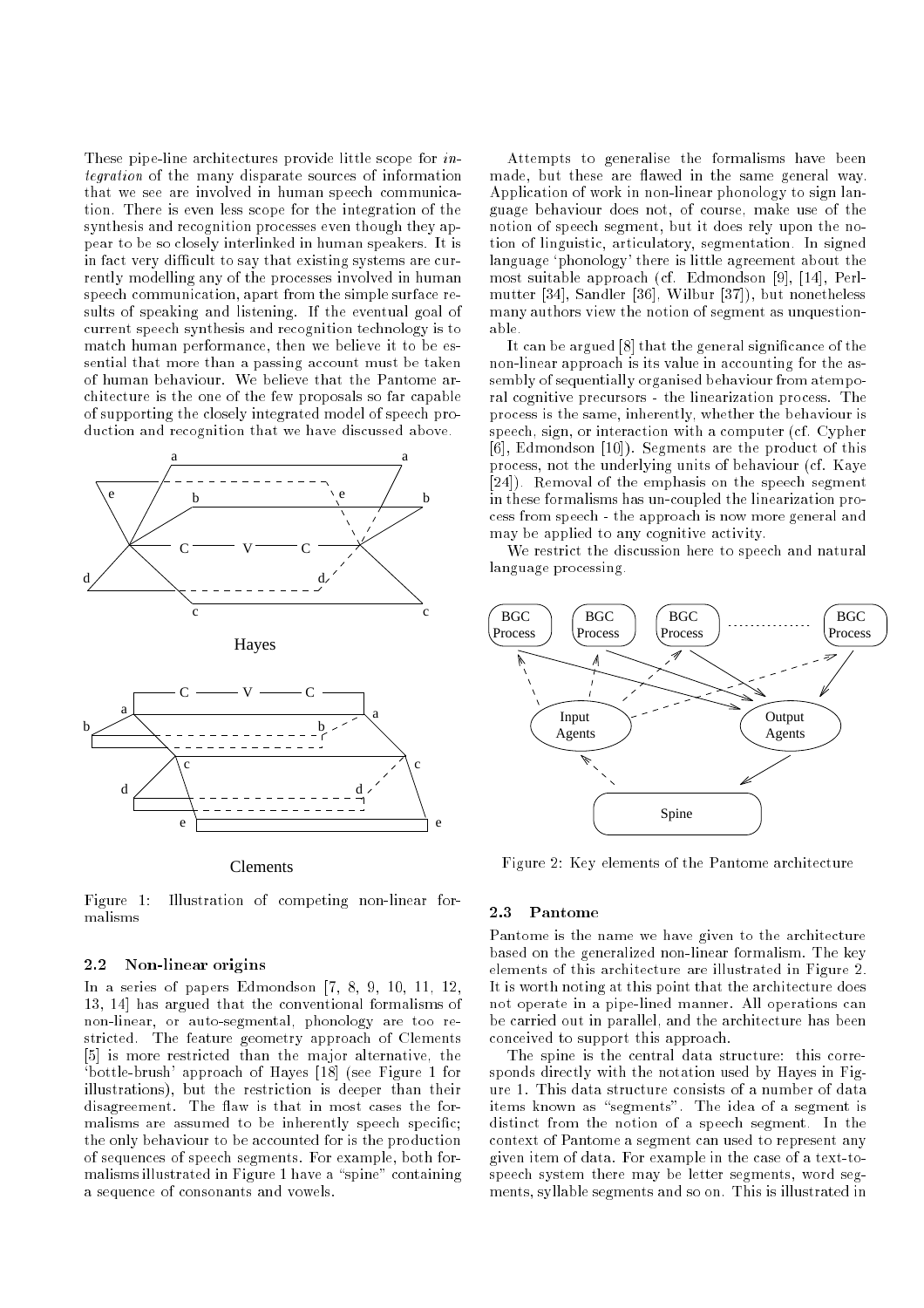These pipe-line architectures provide little scope for *integration* of the many disparate sources of information that we see are involved in human speech communication. There is even less scope for the integration of the synthesis and recognition processes even though they appear to be so closely interlinked in human speakers. It is in fact very difficult to say that existing systems are currently modelling any of the processes involved in human speech communication, apart from the simple surface results of speaking and listening. If the eventual goal of current speech synthesis and recognition technology is to match human performance, then we believe it to be essential that more than a passing account must be taken of human behaviour. We believe that the Pantome architecture is the one of the few proposals so far capable of supporting the closely integrated model of speech production and recognition that we have discussed above.

Figure 1: Illustration of competing non-linear formalisms

### 2.2 Non-linear origins

In a series of papers Edmondson [7, 8, 9, 10, 11, 12, 13, 14] has argued that the conventional formalisms of non-linear, or auto-segmental, phonology are too restricted. The feature geometry approach of Clements [5] is more restricted than the major alternative, the 'bottle-brush' approach of Hayes [18] (see Figure 1 for illustrations), but the restriction is deeper than their disagreement. The flaw is that in most cases the formalisms are assumed to be inherently speech specific; the only behaviour to be accounted for is the production of sequences of speech segments. For example, both formalisms illustrated in Figure 1 have a "spine" containing a sequence of consonants and vowels.

Attempts to generalise the formalisms have been made, but these are flawed in the same general way. Application of work in non-linear phonology to sign language behaviour does not, of course, make use of the notion of speech segment, but it does rely upon the notion of linguistic, articulatory, segmentation. In signed language 'phonology' there is little agreement about the most suitable approach (cf. Edmondson [9], [14], Perlmutter [34], Sandler [36], Wilbur [37]), but nonetheless many authors view the notion of segment as unquestionable.

It can be argued [8] that the general significance of the non-linear approach is its value in accounting for the assembly of sequentially organised behaviour from atemporal cognitive precursors - the linearization process. The process is the same, inherently, whether the behaviour is speech, sign, or interaction with a computer (cf. Cypher [6], Edmondson [10]). Segments are the product of this process, not the underlying units of behaviour (cf. Kaye [24]). Removal of the emphasis on the speech segment in these formalisms has un-coupled the linearization process from speech - the approach is now more general and may be applied to any cognitive activity.

We restrict the discussion here to speech and natural language processing.

Figure 2: Key elements of the Pantome architecture

### 2.3 Pantome

Pantome is the name we have given to the architecture based on the generalized non-linear formalism. The key elements of this architecture are illustrated in Figure 2. It is worth noting at this point that the architecture does not operate in a pipe-lined manner. All operations can be carried out in parallel, and the architecture has been conceived to support this approach.

The spine is the central data structure: this corresponds directly with the notation used by Hayes in Figure 1. This data structure consists of a number of data items known as "segments". The idea of a segment is distinct from the notion of a speech segment. In the context of Pantome a segment can used to represent any given item of data. For example in the case of a text-to-speech system there may be letter segments, word segments, syllable segments and so on. This is illustrated in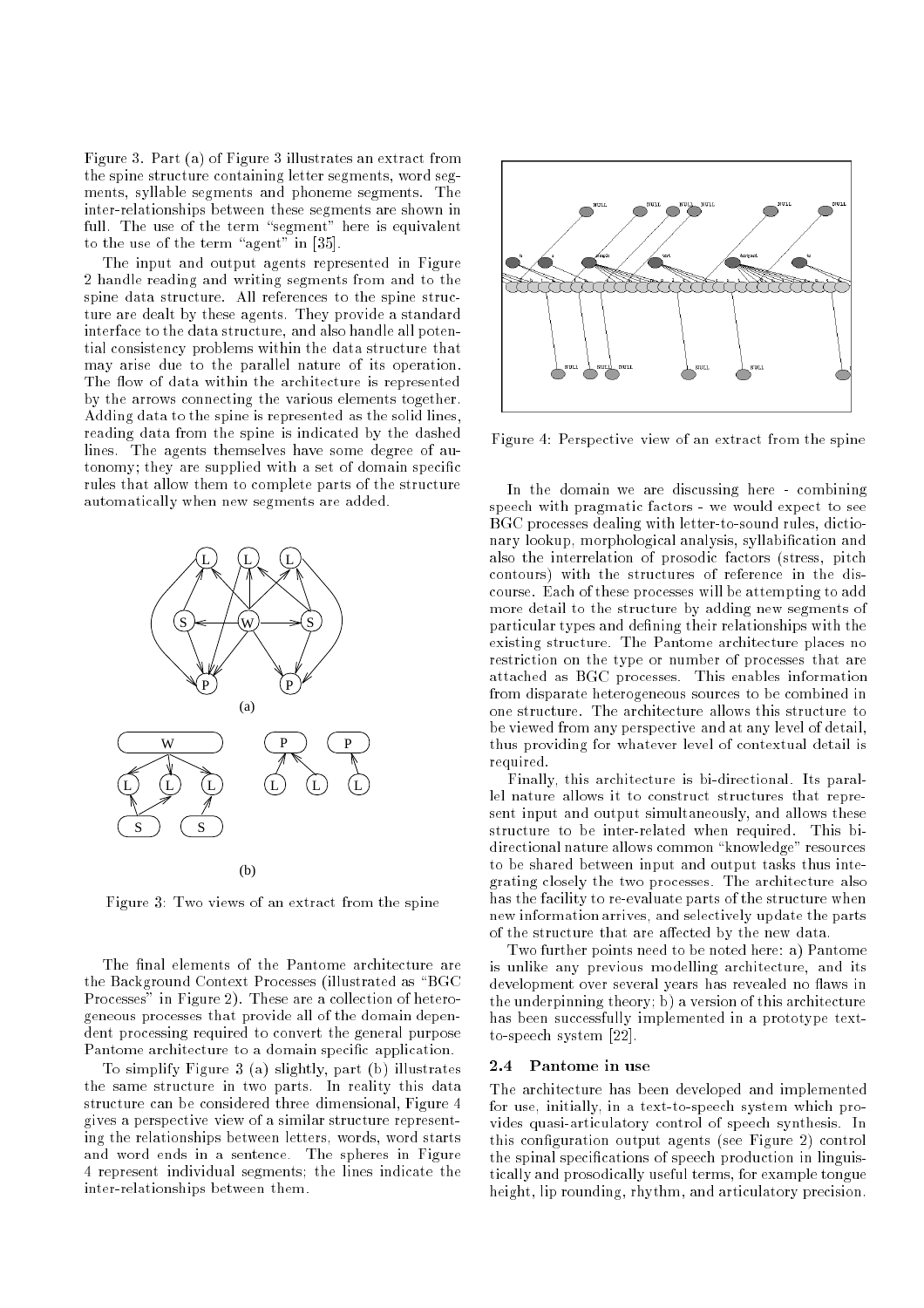Figure 3. Part (a) of Figure 3 illustrates an extract from the spine structure containing letter segments, word segments, syllable segments and phoneme segments. The inter-relationships between these segments are shown in full. The use of the term "segment" here is equivalent to the use of the term "agent" in [35].

The input and output agents represented in Figure 2 handle reading and writing segments from and to the spine data structure. All references to the spine structure are dealt by these agents. They provide a standard interface to the data structure, and also handle all potential consistency problems within the data structure that may arise due to the parallel nature of its operation. The flow of data within the architecture is represented by the arrows connecting the various elements together. Adding data to the spine is represented as the solid lines, reading data from the spine is indicated by the dashed lines. The agents themselves have some degree of autonomy; they are supplied with a set of domain specific rules that allow them to complete parts of the structure automatically when new segments are added.

Figure 3: Two views of an extract from the spine

The final elements of the Pantome architecture are the Background Context Processes (illustrated as "BGC Processes" in Figure 2). These are a collection of heterogeneous processes that provide all of the domain dependent processing required to convert the general purpose Pantome architecture to a domain specific application.

To simplify Figure 3 (a) slightly, part (b) illustrates the same structure in two parts. In reality this data structure can be considered three dimensional, Figure 4 gives a perspective view of a similar structure representing the relationships between letters, words, word starts and word ends in a sentence. The spheres in Figure 4 represent individual segments; the lines indicate the inter-relationships between them.

Figure 4: Perspective view of an extract from the spine

In the domain we are discussing here - combining speech with pragmatic factors - we would expect to see BGC processes dealing with letter-to-sound rules, dictionary lookup, morphological analysis, syllabification and also the interrelation of prosodic factors (stress, pitch contours) with the structures of reference in the discourse. Each of these processes will be attempting to add more detail to the structure by adding new segments of particular types and defining their relationships with the existing structure. The Pantome architecture places no restriction on the type or number of processes that are attached as BGC processes. This enables information from disparate heterogeneous sources to be combined in one structure. The architecture allows this structure to be viewed from any perspective and at any level of detail, thus providing for whatever level of contextual detail is required.

Finally, this architecture is bi-directional. Its parallel nature allows it to construct structures that represent input and output simultaneously, and allows these structure to be inter-related when required. This bi-directional nature allows common "knowledge" resources to be shared between input and output tasks thus integrating closely the two processes. The architecture also has the facility to re-evaluate parts of the structure when new information arrives, and selectively update the parts of the structure that are affected by the new data.

Two further points need to be noted here: a) Pantome is unlike any previous modelling architecture, and its development over several years has revealed no flaws in the underpinning theory; b) a version of this architecture has been successfully implemented in a prototype text-to-speech system [22].

### 2.4 Pantome in use

The architecture has been developed and implemented for use, initially, in a text-to-speech system which provides quasi-articulatory control of speech synthesis. In this configuration output agents (see Figure 2) control the spinal specifications of speech production in linguistically and prosodically useful terms, for example tongue height, lip rounding, rhythm, and articulatory precision.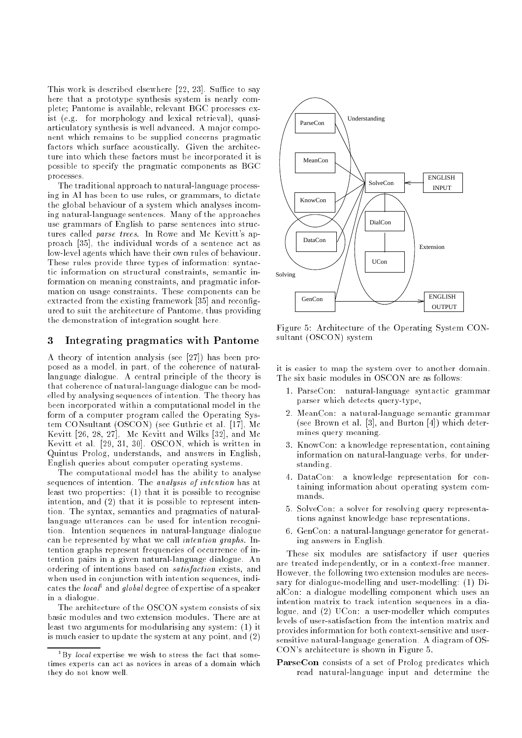This work is described elsewhere [22, 23]. Suffice to say here that a prototype synthesis system is nearly complete; Pantome is available, relevant BGC processes exist (e.g. for morphology and lexical retrieval), quasi-articulatory synthesis is well advanced. A major component which remains to be supplied concerns pragmatic factors which surface acoustically. Given the architecture into which these factors must be incorporated it is possible to specify the pragmatic components as BGC processes.

The traditional approach to natural-language processing in AI has been to use rules, or grammars, to dictate the global behaviour of a system which analyses incoming natural-language sentences. Many of the approaches use grammars of English to parse sentences into structures called *parse trees*. In Rowe and Mc Kevitt's approach [35], the individual words of a sentence act as low-level agents which have their own rules of behaviour. These rules provide three types of information: syntactic information on structural constraints, semantic information on meaning constraints, and pragmatic information on usage constraints. These components can be extracted from the existing framework [35] and reconfigured to suit the architecture of Pantome, thus providing the demonstration of integration sought here.

## 3 Integrating pragmatics with Pantome

A theory of intention analysis (see [27]) has been proposed as a model, in part, of the coherence of natural-language dialogue. A central principle of the theory is that coherence of natural-language dialogue can be modelled by analysing sequences of intention. The theory has been incorporated within a computational model in the form of a computer program called the Operating System CONsultant (OSCON) (see Guthrie et al. [17], Mc Kevitt [26, 28, 27], Mc Kevitt and Wilks [32], and Mc Kevitt et al. [29, 31, 30]. OSCON, which is written in Quintus Prolog, understands, and answers in English, English queries about computer operating systems.

The computational model has the ability to analyse sequences of intention. The *analysis of intention* has at least two properties: (1) that it is possible to recognise intention, and (2) that it is possible to represent intention. The syntax, semantics and pragmatics of natural-language utterances can be used for intention recognition. Intention sequences in natural-language dialogue can be represented by what we call *intention graphs*. Intention graphs represent frequencies of occurrence of intention pairs in a given natural-language dialogue. An ordering of intentions based on *satisfaction* exists, and when used in conjunction with intention sequences, indicates the *local*[1] and *global* degree of expertise of a speaker in a dialogue.

The architecture of the OSCON system consists of six basic modules and two extension modules. There are at least two arguments for modularising any system: (1) it is much easier to update the system at any point, and (2) it is easier to map the system over to another domain. The six basic modules in OSCON are as follows:

[1] By *local* expertise we wish to stress the fact that sometimes experts can act as novices in areas of a domain which they do not know well.

Figure 5: Architecture of the Operating System CONsultant (OSCON) system

1. ParseCon: natural-language syntactic grammar parser which detects query-type,
2. MeanCon: a natural-language semantic grammar (see Brown et al. [3], and Burton [4]) which determines query meaning.
3. KnowCon: a knowledge representation, containing information on natural-language verbs, for understanding.
4. DataCon: a knowledge representation for containing information about operating system commands.
5. SolveCon: a solver for resolving query representations against knowledge base representations.
6. GenCon: a natural-language generator for generating answers in English.

These six modules are satisfactory if user queries are treated independently, or in a context-free manner. However, the following two extension modules are necessary for dialogue-modelling and user-modelling: (1) DialCon: a dialogue modelling component which uses an intention matrix to track intention sequences in a dialogue, and (2) UCon: a user-modeller which computes levels of user-satisfaction from the intention matrix and provides information for both context-sensitive and user-sensitive natural-language generation. A diagram of OSCON's architecture is shown in Figure 5.

**ParseCon** consists of a set of Prolog predicates which read natural-language input and determine the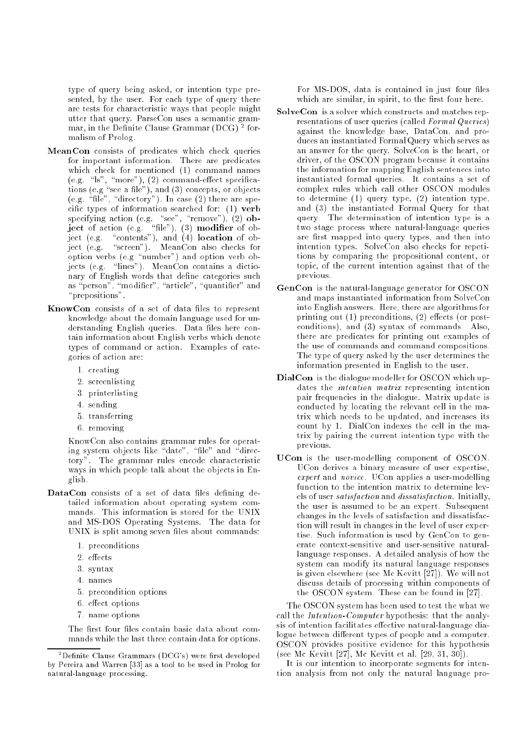type of query being asked, or intention type presented, by the user. For each type of query there are tests for characteristic ways that people might utter that query. ParseCon uses a semantic grammar, in the Definite Clause Grammar (DCG) [2] formalism of Prolog.

**MeanCon** consists of predicates which check queries for important information. There are predicates which check for mentioned (1) command names (e.g. "ls", "more"), (2) command-effect specifications (e.g "see a file"), and (3) concepts, or objects (e.g. "file", "directory"). In case (2) there are specific types of information searched for: (1) **verb** specifying action (e.g. "see", "remove"), (2) **object** of action (e.g. "file"), (3) **modifier** of object (e.g. "contents"), and (4) **location** of object (e.g. "screen"). MeanCon also checks for option verbs (e.g "number") and option verb objects (e.g. "lines"). MeanCon contains a dictionary of English words that define categories such as "person", "modifier", "article", "quantifier" and "prepositions".

**KnowCon** consists of a set of data files to represent knowledge about the domain language used for understanding English queries. Data files here contain information about English verbs which denote types of command or action. Examples of categories of action are:

1. creating
2. screenlisting
3. printerlisting
4. sending
5. transferring
6. removing

KnowCon also contains grammar rules for operating system objects like "date", "file" and "directory". The grammar rules encode characteristic ways in which people talk about the objects in English.

**DataCon** consists of a set of data files defining detailed information about operating system commands. This information is stored for the UNIX and MS-DOS Operating Systems. The data for UNIX is split among seven files about commands:

1. preconditions
2. effects
3. syntax
4. names
5. precondition options
6. effect options
7. name options

The first four files contain basic data about commands while the last three contain data for options. For MS-DOS, data is contained in just four files which are similar, in spirit, to the first four here.

**SolveCon** is a solver which constructs and matches representations of user queries (called *Formal Queries*) against the knowledge base, DataCon, and produces an instantiated Formal Query which serves as an answer for the query. SolveCon is the heart, or driver, of the OSCON program because it contains the information for mapping English sentences into instantiated formal queries. It contains a set of complex rules which call other OSCON modules to determine (1) query type, (2) intention type, and (3) the instantiated Formal Query for that query. The determination of intention type is a two stage process where natural-language queries are first mapped into query types, and then into intention types. SolveCon also checks for repetitions by comparing the propositional content, or topic, of the current intention against that of the previous.

**GenCon** is the natural-language generator for OSCON and maps instantiated information from SolveCon into English answers. Here, there are algorithms for printing out (1) preconditions, (2) effects (or postconditions), and (3) syntax of commands. Also, there are predicates for printing out examples of the use of commands and command compositions. The type of query asked by the user determines the information presented in English to the user.

**DialCon** is the dialogue modeller for OSCON which updates the *intention matrix* representing intention pair frequencies in the dialogue. Matrix update is conducted by locating the relevant cell in the matrix which needs to be updated, and increases its count by 1. DialCon indexes the cell in the matrix by pairing the current intention type with the previous.

**UCon** is the user-modelling component of OSCON. UCon derives a binary measure of user expertise, *expert* and *novice*. UCon applies a user-modelling function to the intention matrix to determine levels of user *satisfaction* and *dissatisfaction*. Initially, the user is assumed to be an expert. Subsequent changes in the levels of satisfaction and dissatisfaction will result in changes in the level of user expertise. Such information is used by GenCon to generate context-sensitive and user-sensitive natural-language responses. A detailed analysis of how the system can modify its natural language responses is given elsewhere (see Mc Kevitt [27]). We will not discuss details of processing within components of the OSCON system. These can be found in [27].

The OSCON system has been used to test the what we call the *Intention-Computer* hypothesis: that the analysis of intention facilitates effective natural-language dialogue between different types of people and a computer. OSCON provides positive evidence for this hypothesis (see Mc Kevitt [27], Mc Kevitt et al. [29, 31, 30]).

It is our intention to incorporate segments for intention analysis from not only the natural language pro-

[2] Definite Clause Grammars (DCG's) were first developed by Pereira and Warren [33] as a tool to be used in Prolog for natural-language processing.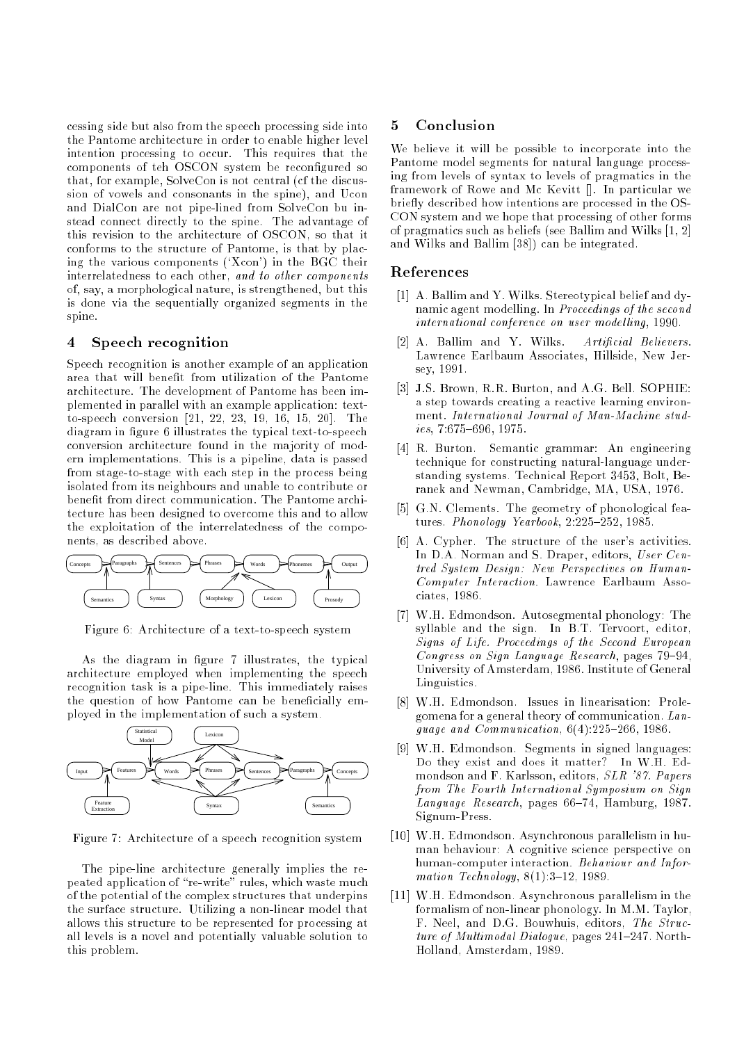cessing side but also from the speech processing side into the Pantome architecture in order to enable higher level intention processing to occur. This requires that the components of teh OSCON system be reconfigured so that, for example, SolveCon is not central (cf the discussion of vowels and consonants in the spine), and Ucon and DialCon are not pipe-lined from SolveCon bu instead connect directly to the spine. The advantage of this revision to the architecture of OSCON, so that it conforms to the structure of Pantome, is that by placing the various components ('Xcon') in the BGC their interrelatedness to each other, *and to other components* of, say, a morphological nature, is strengthened, but this is done via the sequentially organized segments in the spine.

## 4 Speech recognition

Speech recognition is another example of an application area that will benefit from utilization of the Pantome architecture. The development of Pantome has been implemented in parallel with an example application: text-to-speech conversion [21, 22, 23, 19, 16, 15, 20]. The diagram in figure 6 illustrates the typical text-to-speech conversion architecture found in the majority of modern implementations. This is a pipeline, data is passed from stage-to-stage with each step in the process being isolated from its neighbours and unable to contribute or benefit from direct communication. The Pantome architecture has been designed to overcome this and to allow the exploitation of the interrelatedness of the components, as described above.

Figure 6: Architecture of a text-to-speech system

As the diagram in figure 7 illustrates, the typical architecture employed when implementing the speech recognition task is a pipe-line. This immediately raises the question of how Pantome can be beneficially employed in the implementation of such a system.

Figure 7: Architecture of a speech recognition system

The pipe-line architecture generally implies the repeated application of "re-write" rules, which waste much of the potential of the complex structures that underpins the surface structure. Utilizing a non-linear model that allows this structure to be represented for processing at all levels is a novel and potentially valuable solution to this problem.

## 5 Conclusion

We believe it will be possible to incorporate into the Pantome model segments for natural language processing from levels of syntax to levels of pragmatics in the framework of Rowe and Mc Kevitt []. In particular we briefly described how intentions are processed in the OSCON system and we hope that processing of other forms of pragmatics such as beliefs (see Ballim and Wilks [1, 2] and Wilks and Ballim [38]) can be integrated.

## References

[1] A. Ballim and Y. Wilks. Stereotypical belief and dynamic agent modelling. In *Proceedings of the second international conference on user modelling*, 1990.

[2] A. Ballim and Y. Wilks. *Artificial Believers*. Lawrence Earlbaum Associates, Hillside, New Jersey, 1991.

[3] J.S. Brown, R.R. Burton, and A.G. Bell. SOPHIE: a step towards creating a reactive learning environment. *International Journal of Man-Machine studies*, 7:675–696, 1975.

[4] R. Burton. Semantic grammar: An engineering technique for constructing natural-language understanding systems. Technical Report 3453, Bolt, Beranek and Newman, Cambridge, MA, USA, 1976.

[5] G.N. Clements. The geometry of phonological features. *Phonology Yearbook*, 2:225–252, 1985.

[6] A. Cypher. The structure of the user's activities. In D.A. Norman and S. Draper, editors, *User Centred System Design: New Perspectives on Human-Computer Interaction*. Lawrence Earlbaum Associates, 1986.

[7] W.H. Edmondson. Autosegmental phonology: The syllable and the sign. In B.T. Tervoort, editor, *Signs of Life. Proceedings of the Second European Congress on Sign Language Research*, pages 79–94, University of Amsterdam, 1986. Institute of General Linguistics.

[8] W.H. Edmondson. Issues in linearisation: Prolegomena for a general theory of communication. *Language and Communication*, 6(4):225–266, 1986.

[9] W.H. Edmondson. Segments in signed languages: Do they exist and does it matter? In W.H. Edmondson and F. Karlsson, editors, *SLR '87. Papers from The Fourth International Symposium on Sign Language Research*, pages 66–74, Hamburg, 1987. Signum-Press.

[10] W.H. Edmondson. Asynchronous parallelism in human behaviour: A cognitive science perspective on human-computer interaction. *Behaviour and Information Technology*, 8(1):3–12, 1989.

[11] W.H. Edmondson. Asynchronous parallelism in the formalism of non-linear phonology. In M.M. Taylor, F. Neel, and D.G. Bouwhuis, editors, *The Structure of Multimodal Dialogue*, pages 241–247. North-Holland, Amsterdam, 1989.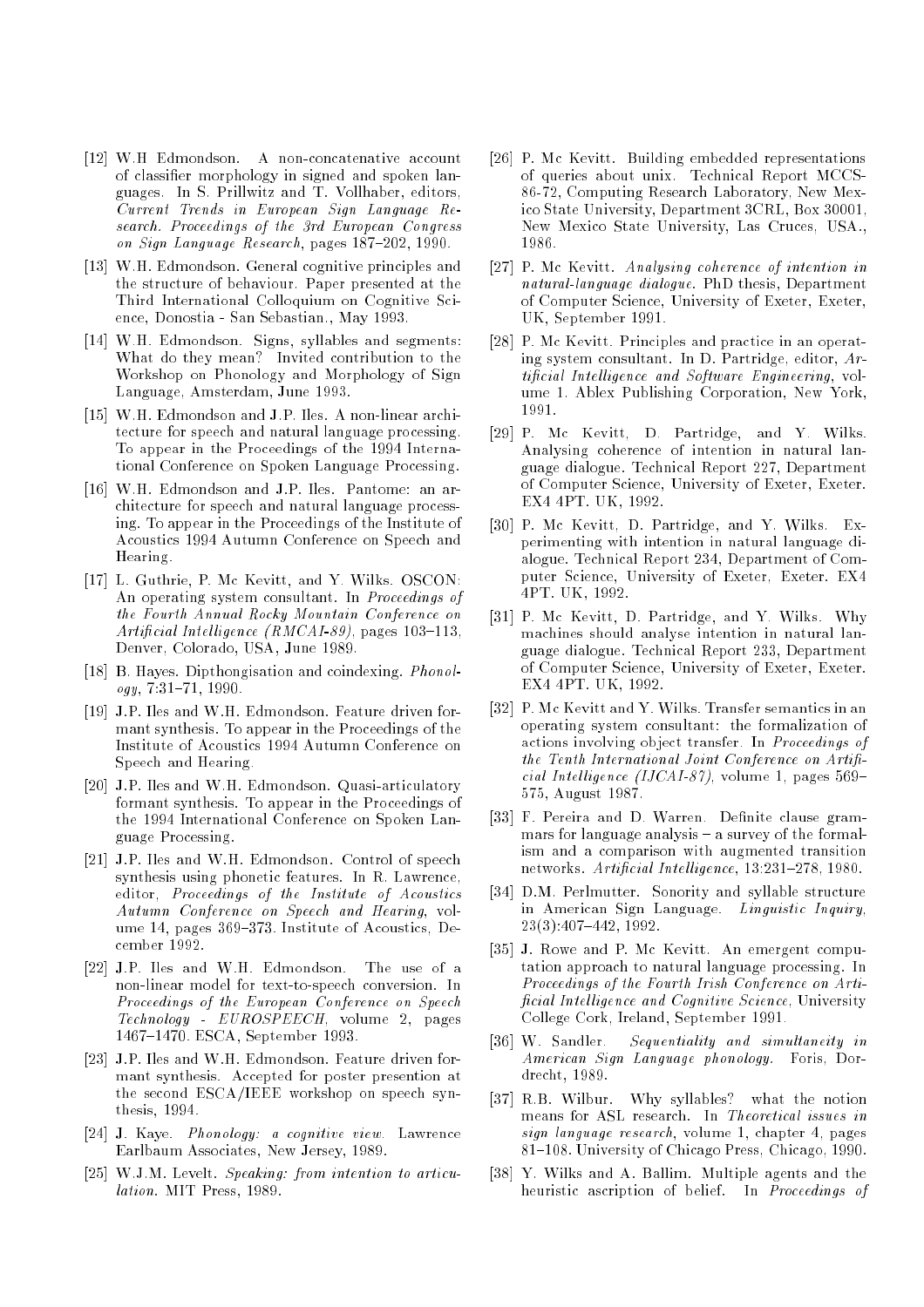[12] W.H Edmondson. A non-concatenative account of classifier morphology in signed and spoken languages. In S. Prillwitz and T. Vollhaber, editors, *Current Trends in European Sign Language Research. Proceedings of the 3rd European Congress on Sign Language Research*, pages 187–202, 1990.

[13] W.H. Edmondson. General cognitive principles and the structure of behaviour. Paper presented at the Third International Colloquium on Cognitive Science, Donostia - San Sebastian., May 1993.

[14] W.H. Edmondson. Signs, syllables and segments: What do they mean? Invited contribution to the Workshop on Phonology and Morphology of Sign Language, Amsterdam, June 1993.

[15] W.H. Edmondson and J.P. Iles. A non-linear architecture for speech and natural language processing. To appear in the Proceedings of the 1994 International Conference on Spoken Language Processing.

[16] W.H. Edmondson and J.P. Iles. Pantome: an architecture for speech and natural language processing. To appear in the Proceedings of the Institute of Acoustics 1994 Autumn Conference on Speech and Hearing.

[17] L. Guthrie, P. Mc Kevitt, and Y. Wilks. OSCON: An operating system consultant. In *Proceedings of the Fourth Annual Rocky Mountain Conference on Artificial Intelligence (RMCAI-89)*, pages 103–113, Denver, Colorado, USA, June 1989.

[18] B. Hayes. Dipthongisation and coindexing. *Phonology*, 7:31–71, 1990.

[19] J.P. Iles and W.H. Edmondson. Feature driven formant synthesis. To appear in the Proceedings of the Institute of Acoustics 1994 Autumn Conference on Speech and Hearing.

[20] J.P. Iles and W.H. Edmondson. Quasi-articulatory formant synthesis. To appear in the Proceedings of the 1994 International Conference on Spoken Language Processing.

[21] J.P. Iles and W.H. Edmondson. Control of speech synthesis using phonetic features. In R. Lawrence, editor, *Proceedings of the Institute of Acoustics Autumn Conference on Speech and Hearing*, volume 14, pages 369–373. Institute of Acoustics, December 1992.

[22] J.P. Iles and W.H. Edmondson. The use of a non-linear model for text-to-speech conversion. In *Proceedings of the European Conference on Speech Technology - EUROSPEECH*, volume 2, pages 1467–1470. ESCA, September 1993.

[23] J.P. Iles and W.H. Edmondson. Feature driven formant synthesis. Accepted for poster presention at the second ESCA/IEEE workshop on speech synthesis, 1994.

[24] J. Kaye. *Phonology: a cognitive view.* Lawrence Earlbaum Associates, New Jersey, 1989.

[25] W.J.M. Levelt. *Speaking: from intention to articulation.* MIT Press, 1989.

[26] P. Mc Kevitt. Building embedded representations of queries about unix. Technical Report MCCS-86-72, Computing Research Laboratory, New Mexico State University, Department 3CRL, Box 30001, New Mexico State University, Las Cruces, USA., 1986.

[27] P. Mc Kevitt. *Analysing coherence of intention in natural-language dialogue.* PhD thesis, Department of Computer Science, University of Exeter, Exeter, UK, September 1991.

[28] P. Mc Kevitt. Principles and practice in an operating system consultant. In D. Partridge, editor, *Artificial Intelligence and Software Engineering*, volume 1. Ablex Publishing Corporation, New York, 1991.

[29] P. Mc Kevitt, D. Partridge, and Y. Wilks. Analysing coherence of intention in natural language dialogue. Technical Report 227, Department of Computer Science, University of Exeter, Exeter. EX4 4PT. UK, 1992.

[30] P. Mc Kevitt, D. Partridge, and Y. Wilks. Experimenting with intention in natural language dialogue. Technical Report 234, Department of Computer Science, University of Exeter, Exeter. EX4 4PT. UK, 1992.

[31] P. Mc Kevitt, D. Partridge, and Y. Wilks. Why machines should analyse intention in natural language dialogue. Technical Report 233, Department of Computer Science, University of Exeter, Exeter. EX4 4PT. UK, 1992.

[32] P. Mc Kevitt and Y. Wilks. Transfer semantics in an operating system consultant: the formalization of actions involving object transfer. In *Proceedings of the Tenth International Joint Conference on Artificial Intelligence (IJCAI-87)*, volume 1, pages 569–575, August 1987.

[33] F. Pereira and D. Warren. Definite clause grammars for language analysis – a survey of the formalism and a comparison with augmented transition networks. *Artificial Intelligence*, 13:231–278, 1980.

[34] D.M. Perlmutter. Sonority and syllable structure in American Sign Language. *Linguistic Inquiry*, 23(3):407–442, 1992.

[35] J. Rowe and P. Mc Kevitt. An emergent computation approach to natural language processing. In *Proceedings of the Fourth Irish Conference on Artificial Intelligence and Cognitive Science*, University College Cork, Ireland, September 1991.

[36] W. Sandler. *Sequentiality and simultaneity in American Sign Language phonology.* Foris, Dordrecht, 1989.

[37] R.B. Wilbur. Why syllables? what the notion means for ASL research. In *Theoretical issues in sign language research*, volume 1, chapter 4, pages 81–108. University of Chicago Press, Chicago, 1990.

[38] Y. Wilks and A. Ballim. Multiple agents and the heuristic ascription of belief. In *Proceedings of*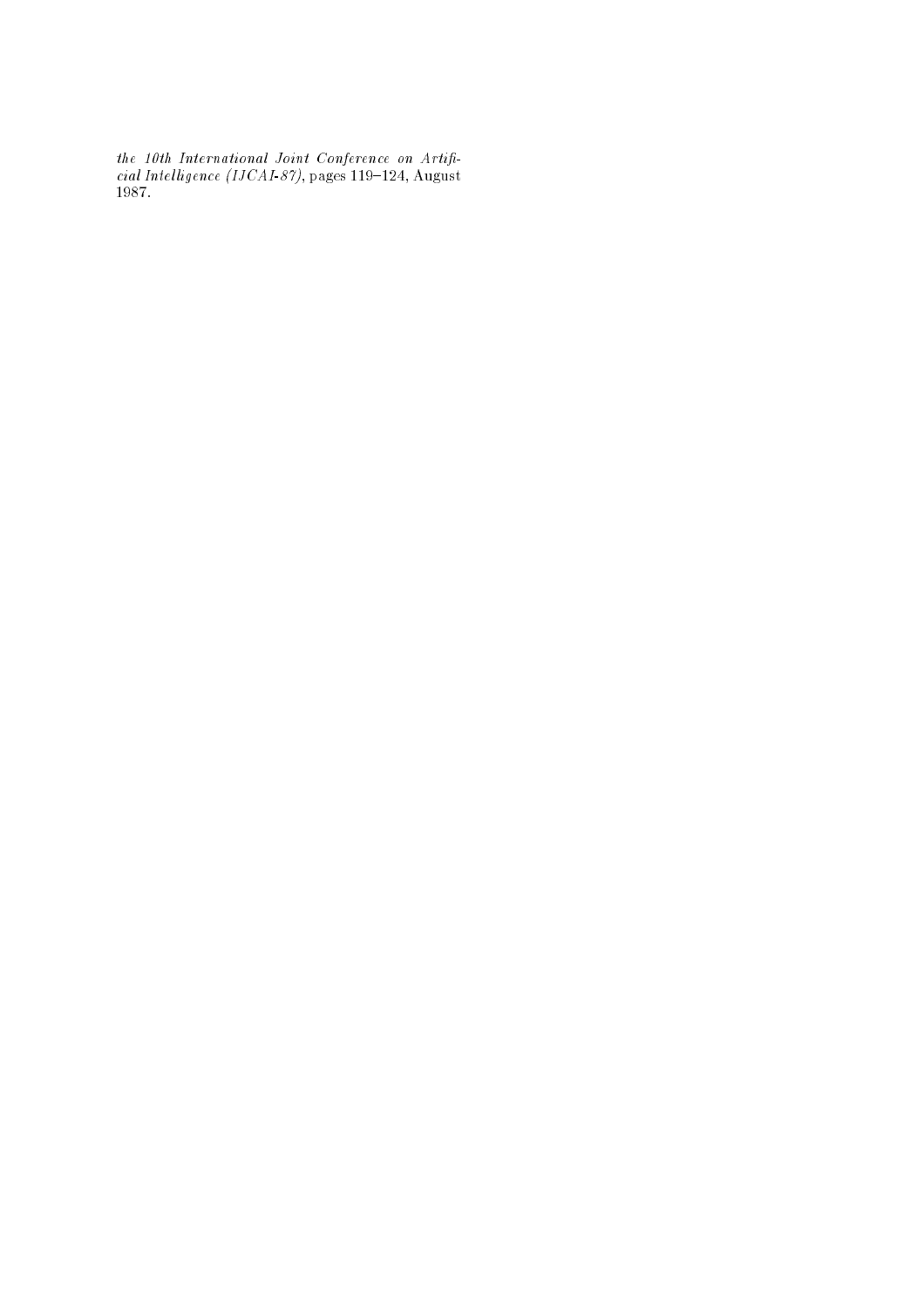*the 10th International Joint Conference on Artificial Intelligence (IJCAI-87)*, pages 119–124, August 1987.